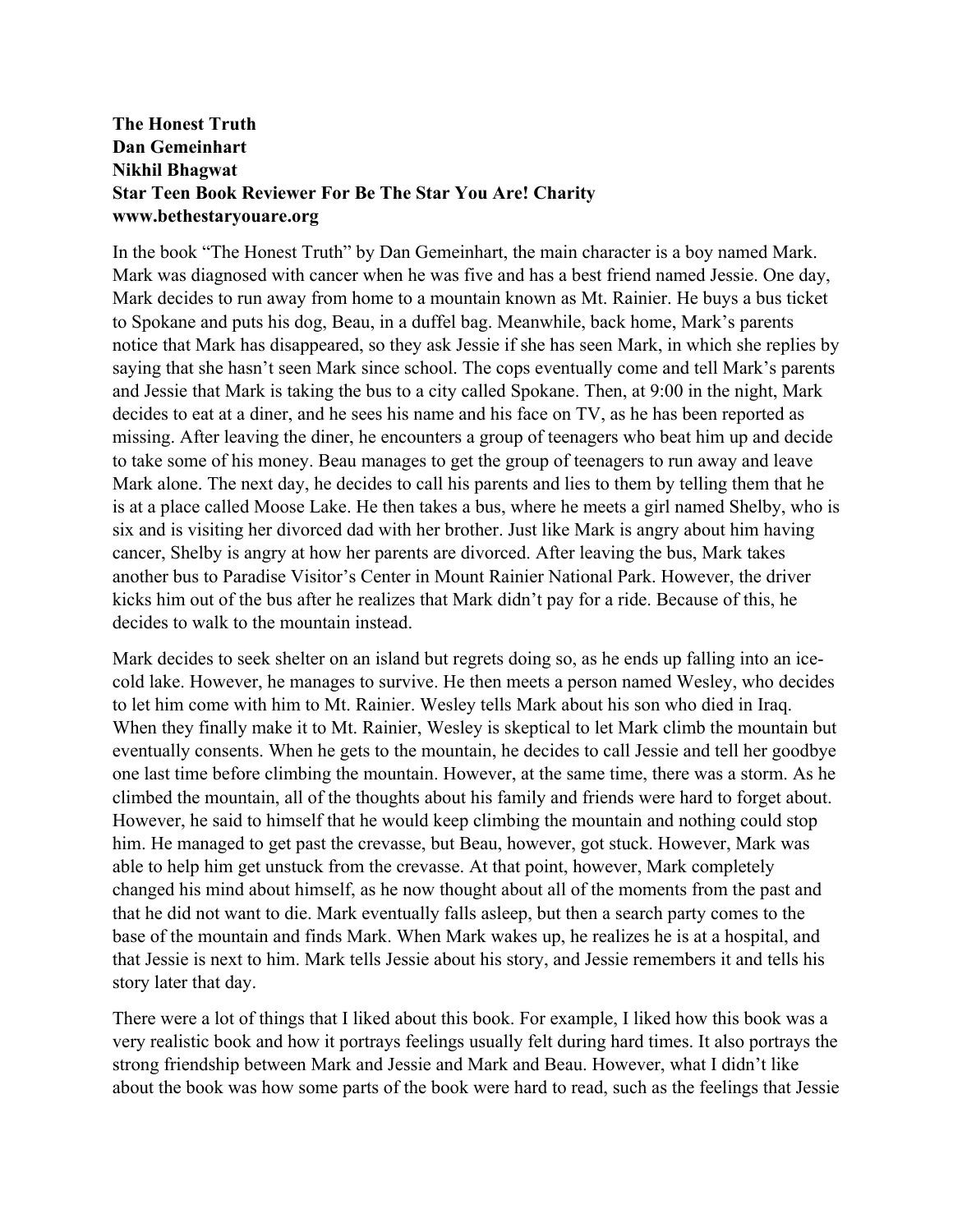**The Honest Truth**
**Dan Gemeinhart**
**Nikhil Bhagwat**
**Star Teen Book Reviewer For Be The Star You Are! Charity**
**www.bethestaryouare.org**

In the book "The Honest Truth" by Dan Gemeinhart, the main character is a boy named Mark. Mark was diagnosed with cancer when he was five and has a best friend named Jessie. One day, Mark decides to run away from home to a mountain known as Mt. Rainier. He buys a bus ticket to Spokane and puts his dog, Beau, in a duffel bag. Meanwhile, back home, Mark's parents notice that Mark has disappeared, so they ask Jessie if she has seen Mark, in which she replies by saying that she hasn't seen Mark since school. The cops eventually come and tell Mark's parents and Jessie that Mark is taking the bus to a city called Spokane. Then, at 9:00 in the night, Mark decides to eat at a diner, and he sees his name and his face on TV, as he has been reported as missing. After leaving the diner, he encounters a group of teenagers who beat him up and decide to take some of his money. Beau manages to get the group of teenagers to run away and leave Mark alone. The next day, he decides to call his parents and lies to them by telling them that he is at a place called Moose Lake. He then takes a bus, where he meets a girl named Shelby, who is six and is visiting her divorced dad with her brother. Just like Mark is angry about him having cancer, Shelby is angry at how her parents are divorced. After leaving the bus, Mark takes another bus to Paradise Visitor's Center in Mount Rainier National Park. However, the driver kicks him out of the bus after he realizes that Mark didn't pay for a ride. Because of this, he decides to walk to the mountain instead.

Mark decides to seek shelter on an island but regrets doing so, as he ends up falling into an ice-cold lake. However, he manages to survive. He then meets a person named Wesley, who decides to let him come with him to Mt. Rainier. Wesley tells Mark about his son who died in Iraq. When they finally make it to Mt. Rainier, Wesley is skeptical to let Mark climb the mountain but eventually consents. When he gets to the mountain, he decides to call Jessie and tell her goodbye one last time before climbing the mountain. However, at the same time, there was a storm. As he climbed the mountain, all of the thoughts about his family and friends were hard to forget about. However, he said to himself that he would keep climbing the mountain and nothing could stop him. He managed to get past the crevasse, but Beau, however, got stuck. However, Mark was able to help him get unstuck from the crevasse. At that point, however, Mark completely changed his mind about himself, as he now thought about all of the moments from the past and that he did not want to die. Mark eventually falls asleep, but then a search party comes to the base of the mountain and finds Mark. When Mark wakes up, he realizes he is at a hospital, and that Jessie is next to him. Mark tells Jessie about his story, and Jessie remembers it and tells his story later that day.

There were a lot of things that I liked about this book. For example, I liked how this book was a very realistic book and how it portrays feelings usually felt during hard times. It also portrays the strong friendship between Mark and Jessie and Mark and Beau. However, what I didn't like about the book was how some parts of the book were hard to read, such as the feelings that Jessie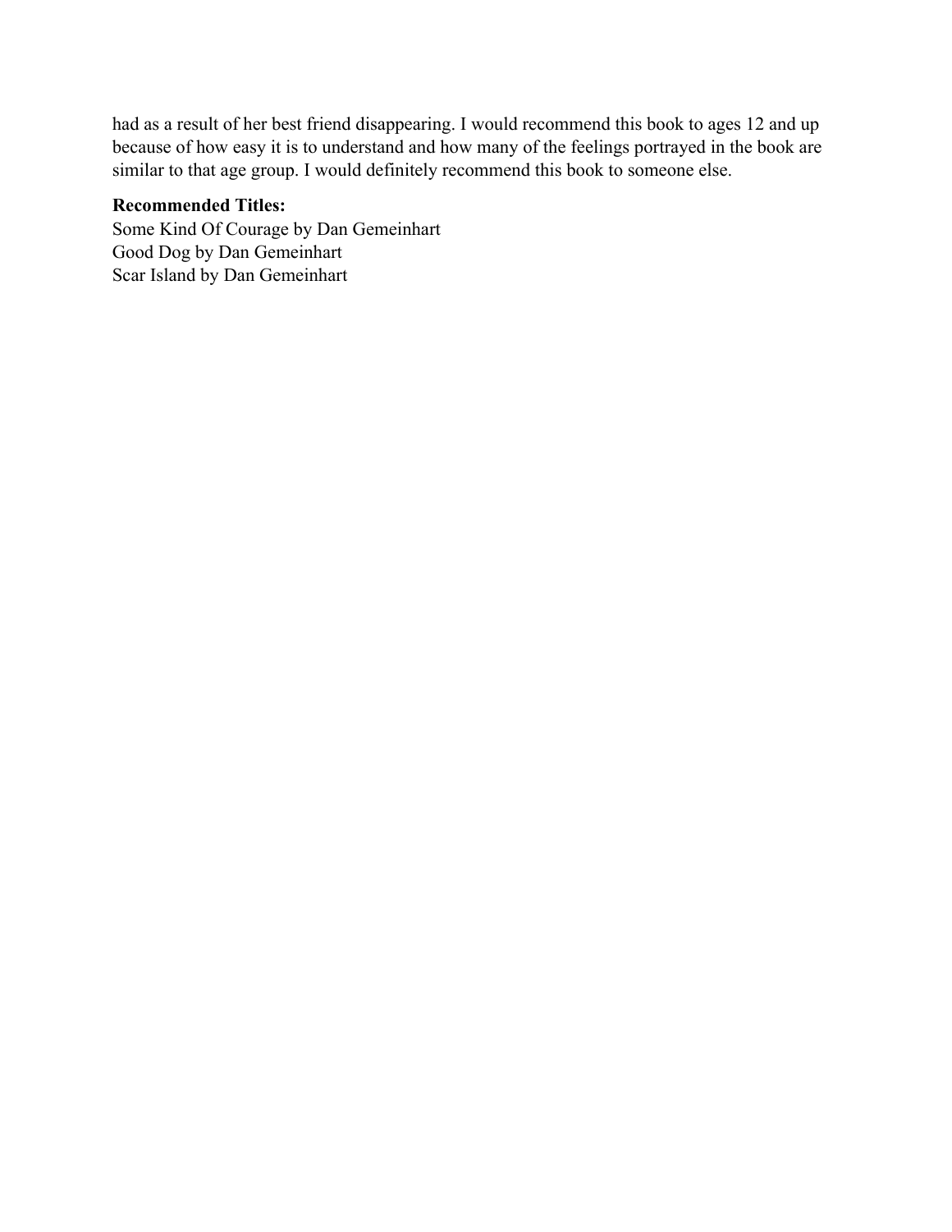had as a result of her best friend disappearing. I would recommend this book to ages 12 and up because of how easy it is to understand and how many of the feelings portrayed in the book are similar to that age group. I would definitely recommend this book to someone else.

**Recommended Titles:**
Some Kind Of Courage by Dan Gemeinhart
Good Dog by Dan Gemeinhart
Scar Island by Dan Gemeinhart